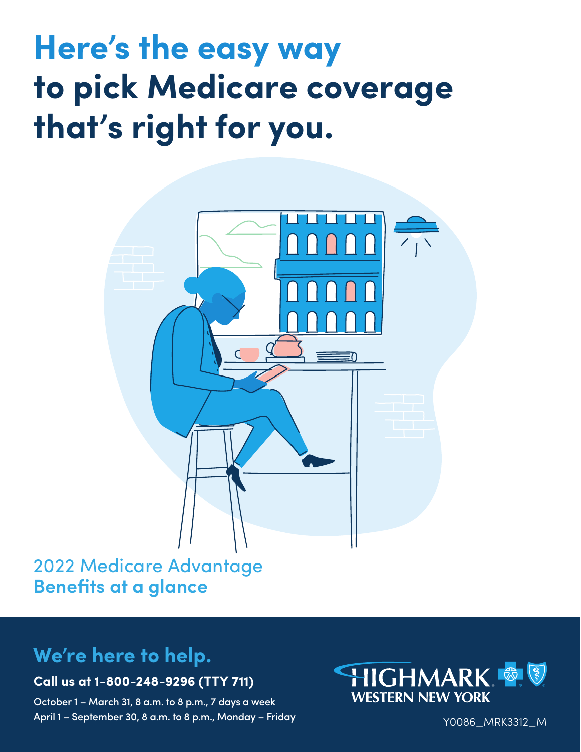# Here's the easy way to pick Medicare coverage that's right for you.

2022 Medicare Advantage
**Benefits at a glance**

## We're here to help.

**Call us at 1-800-248-9296 (TTY 711)**

October 1 – March 31, 8 a.m. to 8 p.m., 7 days a week
April 1 – September 30, 8 a.m. to 8 p.m., Monday – Friday

HIGHMARK WESTERN NEW YORK

Y0086_MRK3312_M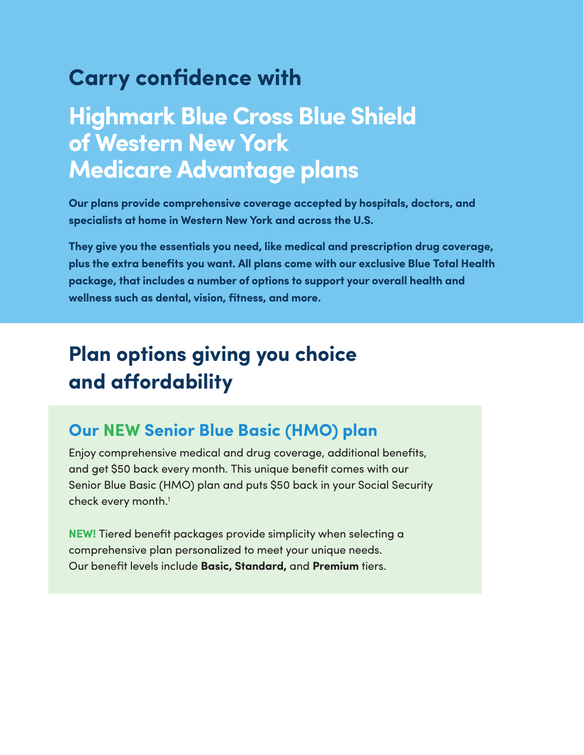## Carry confidence with

# Highmark Blue Cross Blue Shield of Western New York Medicare Advantage plans

**Our plans provide comprehensive coverage accepted by hospitals, doctors, and specialists at home in Western New York and across the U.S.**

**They give you the essentials you need, like medical and prescription drug coverage, plus the extra benefits you want. All plans come with our exclusive Blue Total Health package, that includes a number of options to support your overall health and wellness such as dental, vision, fitness, and more.**

## Plan options giving you choice and affordability

### Our NEW Senior Blue Basic (HMO) plan

Enjoy comprehensive medical and drug coverage, additional benefits, and get $50 back every month. This unique benefit comes with our Senior Blue Basic (HMO) plan and puts $50 back in your Social Security check every month.[1]

**NEW!** Tiered benefit packages provide simplicity when selecting a comprehensive plan personalized to meet your unique needs. Our benefit levels include **Basic, Standard,** and **Premium** tiers.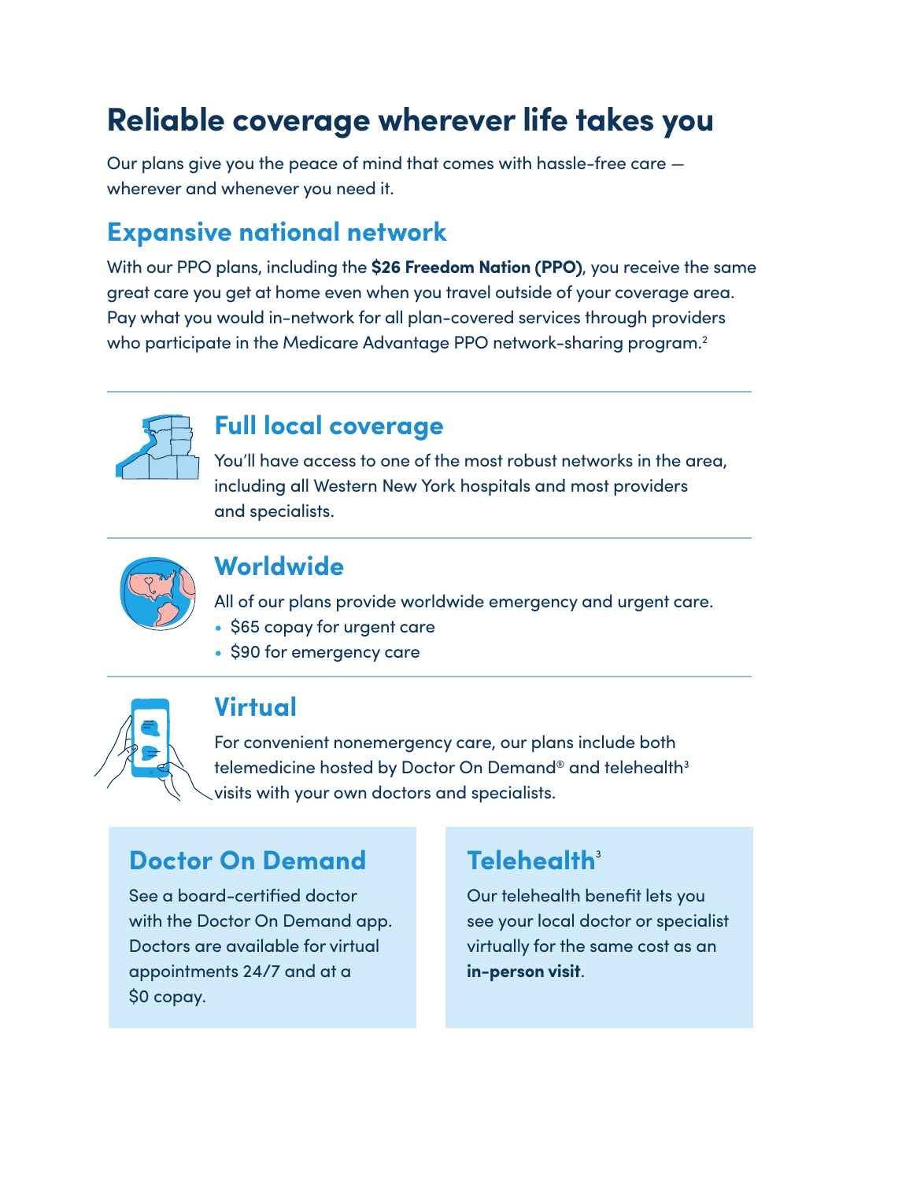# Reliable coverage wherever life takes you

Our plans give you the peace of mind that comes with hassle-free care — wherever and whenever you need it.

## Expansive national network

With our PPO plans, including the **$26 Freedom Nation (PPO)**, you receive the same great care you get at home even when you travel outside of your coverage area. Pay what you would in-network for all plan-covered services through providers who participate in the Medicare Advantage PPO network-sharing program.[2]

### Full local coverage

You'll have access to one of the most robust networks in the area, including all Western New York hospitals and most providers and specialists.

### Worldwide

All of our plans provide worldwide emergency and urgent care.

- $65 copay for urgent care
- $90 for emergency care

### Virtual

For convenient nonemergency care, our plans include both telemedicine hosted by Doctor On Demand® and telehealth[3] visits with your own doctors and specialists.

#### Doctor On Demand

See a board-certified doctor with the Doctor On Demand app. Doctors are available for virtual appointments 24/7 and at a $0 copay.

#### Telehealth[3]

Our telehealth benefit lets you see your local doctor or specialist virtually for the same cost as an **in-person visit**.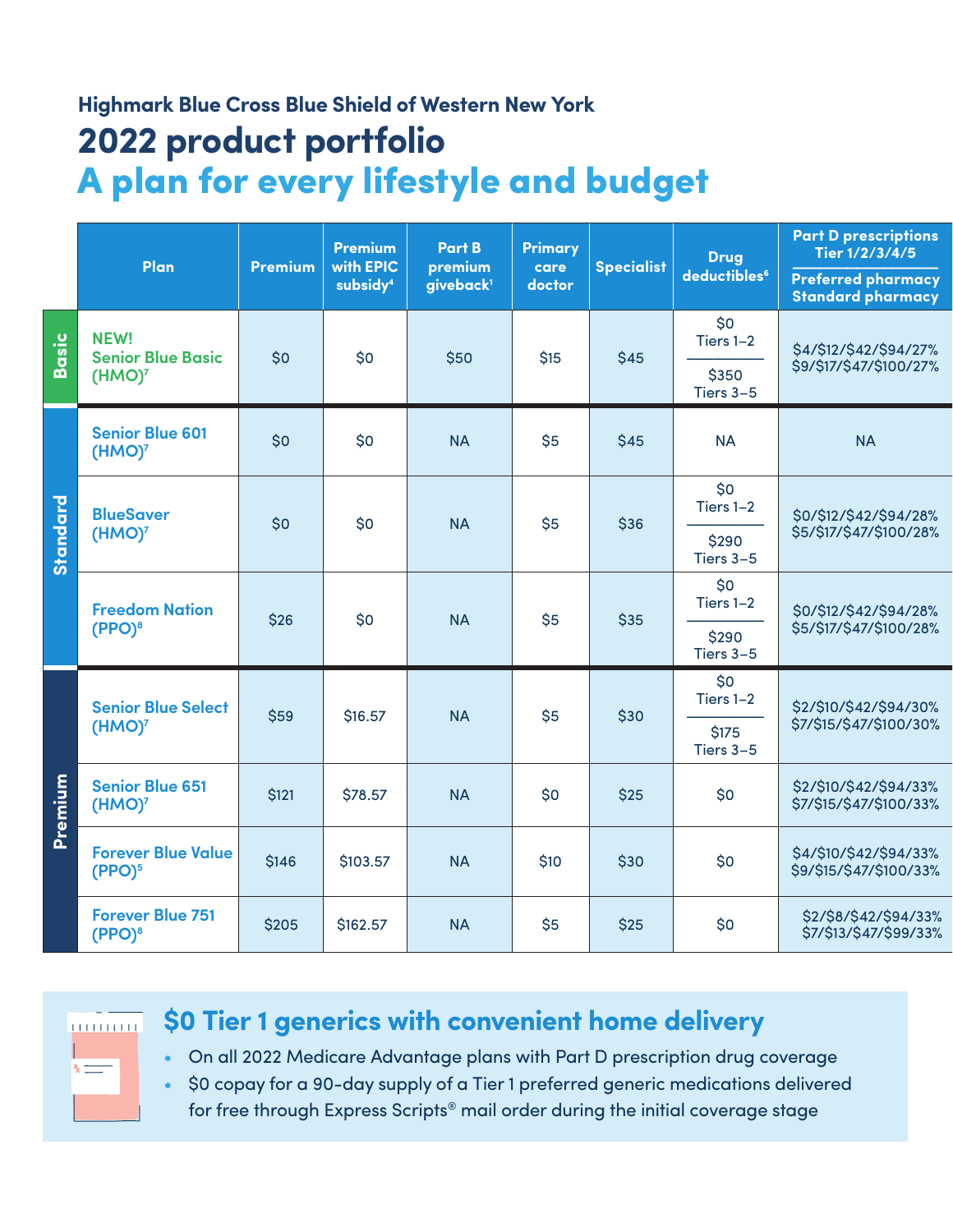Highmark Blue Cross Blue Shield of Western New York

# 2022 product portfolio

## A plan for every lifestyle and budget

| | Plan | Premium | Premium with EPIC subsidy[4] | Part B premium giveback[1] | Primary care doctor | Specialist | Drug deductibles[6] | Part D prescriptions Tier 1/2/3/4/5 Preferred pharmacy / Standard pharmacy |
|---|---|---|---|---|---|---|---|---|
| Basic | NEW! Senior Blue Basic (HMO)[7] | $0 | $0 | $50 | $15 | $45 | $0 Tiers 1–2 / $350 Tiers 3–5 | $4/$12/$42/$94/27% / $9/$17/$47/$100/27% |
| Standard | Senior Blue 601 (HMO)[7] | $0 | $0 | NA | $5 | $45 | NA | NA |
| Standard | BlueSaver (HMO)[7] | $0 | $0 | NA | $5 | $36 | $0 Tiers 1–2 / $290 Tiers 3–5 | $0/$12/$42/$94/28% / $5/$17/$47/$100/28% |
| Standard | Freedom Nation (PPO)[8] | $26 | $0 | NA | $5 | $35 | $0 Tiers 1–2 / $290 Tiers 3–5 | $0/$12/$42/$94/28% / $5/$17/$47/$100/28% |
| Premium | Senior Blue Select (HMO)[7] | $59 | $16.57 | NA | $5 | $30 | $0 Tiers 1–2 / $175 Tiers 3–5 | $2/$10/$42/$94/30% / $7/$15/$47/$100/30% |
| Premium | Senior Blue 651 (HMO)[7] | $121 | $78.57 | NA | $0 | $25 | $0 | $2/$10/$42/$94/33% / $7/$15/$47/$100/33% |
| Premium | Forever Blue Value (PPO)[5] | $146 | $103.57 | NA | $10 | $30 | $0 | $4/$10/$42/$94/33% / $9/$15/$47/$100/33% |
| Premium | Forever Blue 751 (PPO)[8] | $205 | $162.57 | NA | $5 | $25 | $0 | $2/$8/$42/$94/33% / $7/$13/$47/$99/33% |

## $0 Tier 1 generics with convenient home delivery

- On all 2022 Medicare Advantage plans with Part D prescription drug coverage
- $0 copay for a 90-day supply of a Tier 1 preferred generic medications delivered for free through Express Scripts® mail order during the initial coverage stage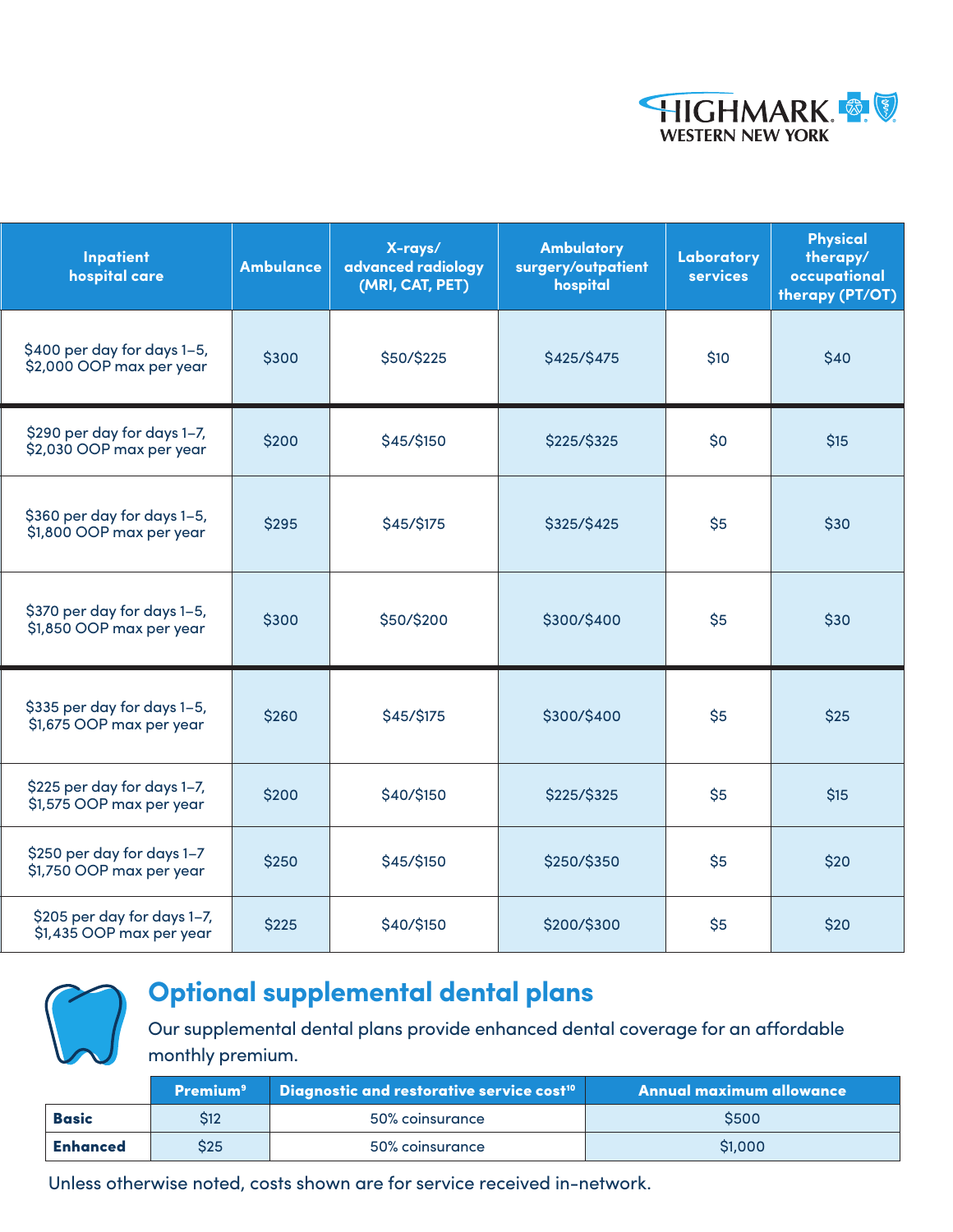| Inpatient hospital care | Ambulance | X-rays/ advanced radiology (MRI, CAT, PET) | Ambulatory surgery/outpatient hospital | Laboratory services | Physical therapy/ occupational therapy (PT/OT) |
|---|---|---|---|---|---|
| $400 per day for days 1–5, $2,000 OOP max per year | $300 | $50/$225 | $425/$475 | $10 | $40 |
| $290 per day for days 1–7, $2,030 OOP max per year | $200 | $45/$150 | $225/$325 | $0 | $15 |
| $360 per day for days 1–5, $1,800 OOP max per year | $295 | $45/$175 | $325/$425 | $5 | $30 |
| $370 per day for days 1–5, $1,850 OOP max per year | $300 | $50/$200 | $300/$400 | $5 | $30 |
| $335 per day for days 1–5, $1,675 OOP max per year | $260 | $45/$175 | $300/$400 | $5 | $25 |
| $225 per day for days 1–7, $1,575 OOP max per year | $200 | $40/$150 | $225/$325 | $5 | $15 |
| $250 per day for days 1–7 $1,750 OOP max per year | $250 | $45/$150 | $250/$350 | $5 | $20 |
| $205 per day for days 1–7, $1,435 OOP max per year | $225 | $40/$150 | $200/$300 | $5 | $20 |

## Optional supplemental dental plans

Our supplemental dental plans provide enhanced dental coverage for an affordable monthly premium.

| | Premium[9] | Diagnostic and restorative service cost[10] | Annual maximum allowance |
|---|---|---|---|
| **Basic** | $12 | 50% coinsurance | $500 |
| **Enhanced** | $25 | 50% coinsurance | $1,000 |

Unless otherwise noted, costs shown are for service received in-network.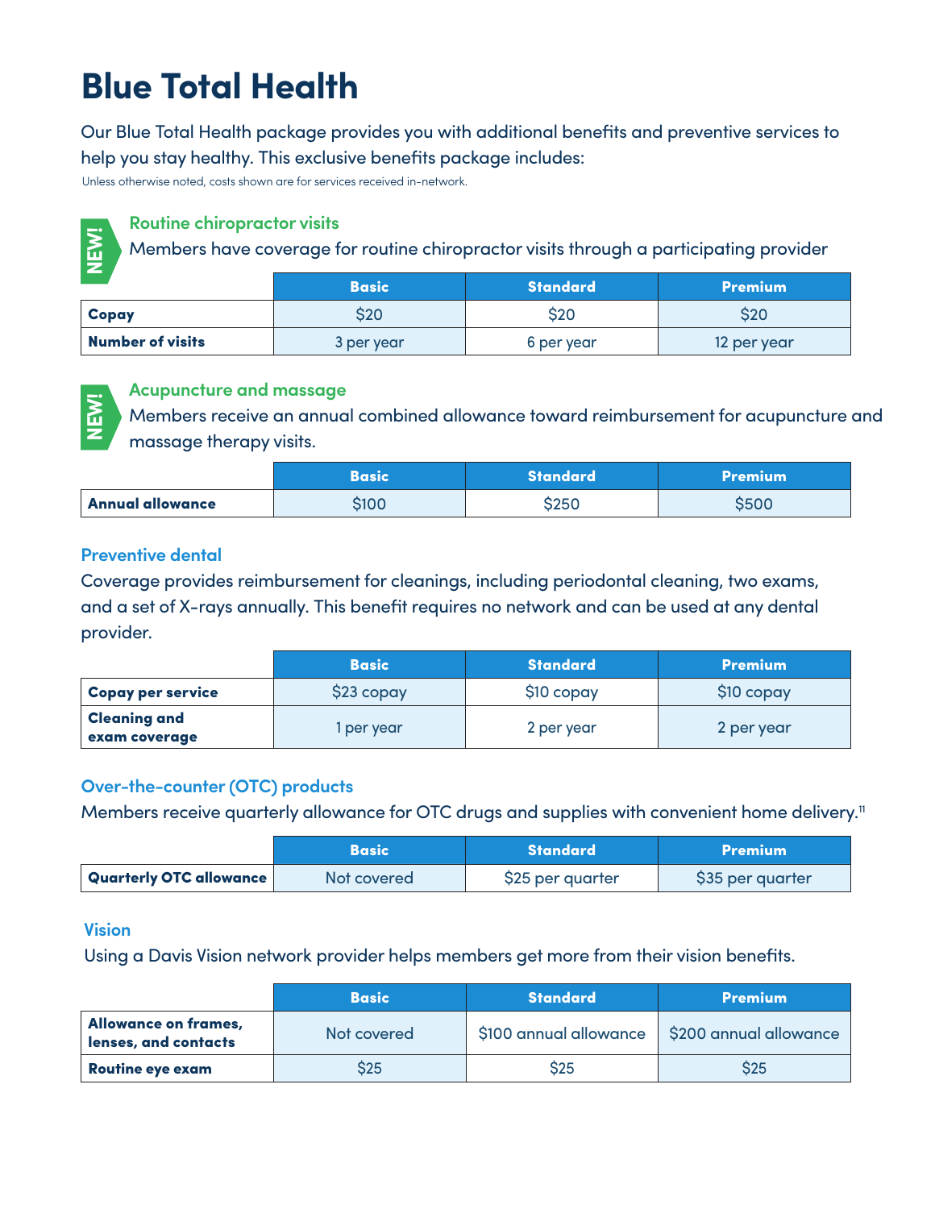# Blue Total Health

Our Blue Total Health package provides you with additional benefits and preventive services to help you stay healthy. This exclusive benefits package includes:

Unless otherwise noted, costs shown are for services received in-network.

NEW!

### Routine chiropractor visits

Members have coverage for routine chiropractor visits through a participating provider

| | Basic | Standard | Premium |
|---|---|---|---|
| **Copay** | $20 | $20 | $20 |
| **Number of visits** | 3 per year | 6 per year | 12 per year |

NEW!

### Acupuncture and massage

Members receive an annual combined allowance toward reimbursement for acupuncture and massage therapy visits.

| | Basic | Standard | Premium |
|---|---|---|---|
| **Annual allowance** | $100 | $250 | $500 |

### Preventive dental

Coverage provides reimbursement for cleanings, including periodontal cleaning, two exams, and a set of X-rays annually. This benefit requires no network and can be used at any dental provider.

| | Basic | Standard | Premium |
|---|---|---|---|
| **Copay per service** | $23 copay | $10 copay | $10 copay |
| **Cleaning and exam coverage** | 1 per year | 2 per year | 2 per year |

### Over-the-counter (OTC) products

Members receive quarterly allowance for OTC drugs and supplies with convenient home delivery.[11]

| | Basic | Standard | Premium |
|---|---|---|---|
| **Quarterly OTC allowance** | Not covered | $25 per quarter | $35 per quarter |

### Vision

Using a Davis Vision network provider helps members get more from their vision benefits.

| | Basic | Standard | Premium |
|---|---|---|---|
| **Allowance on frames, lenses, and contacts** | Not covered | $100 annual allowance | $200 annual allowance |
| **Routine eye exam** | $25 | $25 | $25 |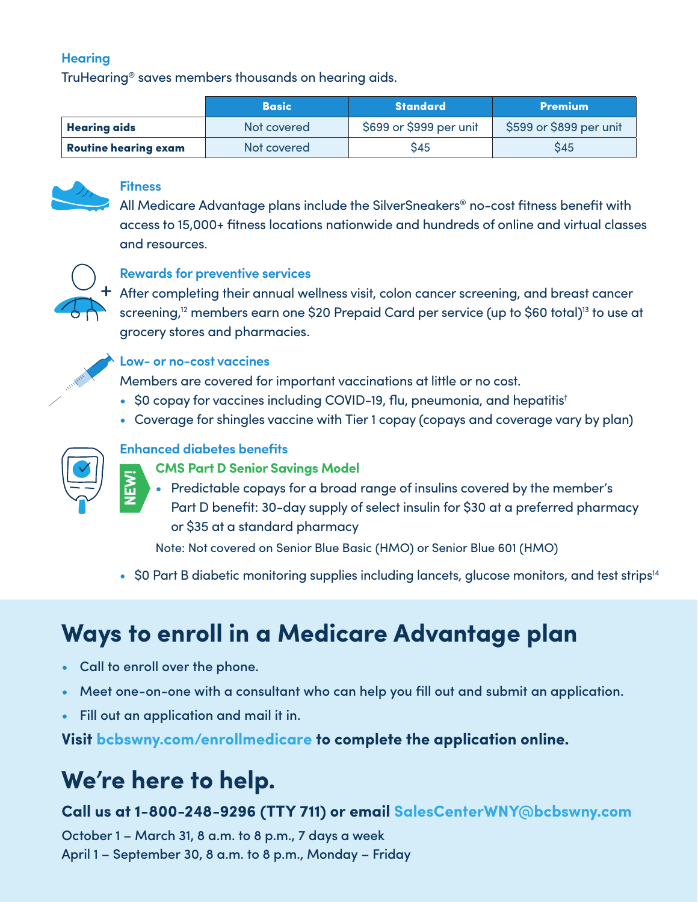### Hearing

TruHearing® saves members thousands on hearing aids.

| | Basic | Standard | Premium |
|---|---|---|---|
| **Hearing aids** | Not covered | $699 or $999 per unit | $599 or $899 per unit |
| **Routine hearing exam** | Not covered | $45 | $45 |

### Fitness

All Medicare Advantage plans include the SilverSneakers® no-cost fitness benefit with access to 15,000+ fitness locations nationwide and hundreds of online and virtual classes and resources.

### Rewards for preventive services

After completing their annual wellness visit, colon cancer screening, and breast cancer screening,[12] members earn one $20 Prepaid Card per service (up to $60 total)[13] to use at grocery stores and pharmacies.

### Low- or no-cost vaccines

Members are covered for important vaccinations at little or no cost.

- $0 copay for vaccines including COVID-19, flu, pneumonia, and hepatitis[†]
- Coverage for shingles vaccine with Tier 1 copay (copays and coverage vary by plan)

### Enhanced diabetes benefits

NEW!

#### CMS Part D Senior Savings Model

- Predictable copays for a broad range of insulins covered by the member's Part D benefit: 30-day supply of select insulin for $30 at a preferred pharmacy or $35 at a standard pharmacy

Note: Not covered on Senior Blue Basic (HMO) or Senior Blue 601 (HMO)

- $0 Part B diabetic monitoring supplies including lancets, glucose monitors, and test strips[14]

## Ways to enroll in a Medicare Advantage plan

- Call to enroll over the phone.
- Meet one-on-one with a consultant who can help you fill out and submit an application.
- Fill out an application and mail it in.

**Visit bcbswny.com/enrollmedicare to complete the application online.**

## We're here to help.

**Call us at 1-800-248-9296 (TTY 711) or email SalesCenterWNY@bcbswny.com**

October 1 – March 31, 8 a.m. to 8 p.m., 7 days a week
April 1 – September 30, 8 a.m. to 8 p.m., Monday – Friday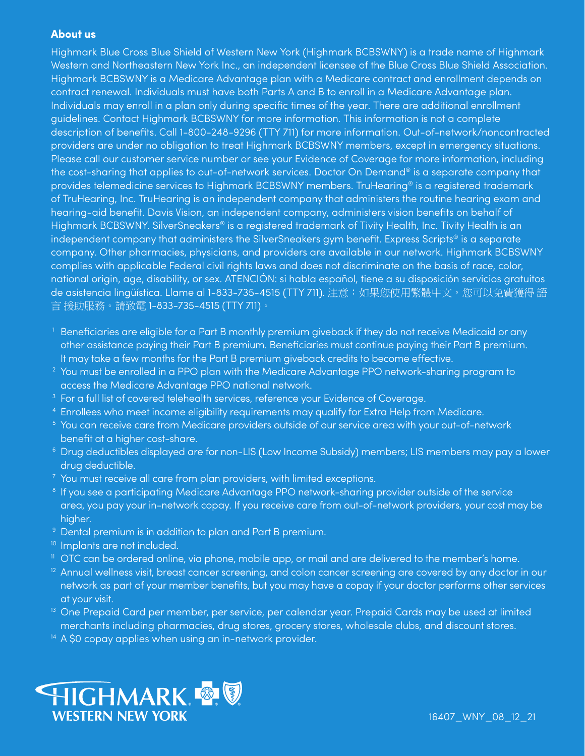**About us**

Highmark Blue Cross Blue Shield of Western New York (Highmark BCBSWNY) is a trade name of Highmark Western and Northeastern New York Inc., an independent licensee of the Blue Cross Blue Shield Association. Highmark BCBSWNY is a Medicare Advantage plan with a Medicare contract and enrollment depends on contract renewal. Individuals must have both Parts A and B to enroll in a Medicare Advantage plan. Individuals may enroll in a plan only during specific times of the year. There are additional enrollment guidelines. Contact Highmark BCBSWNY for more information. This information is not a complete description of benefits. Call 1-800-248-9296 (TTY 711) for more information. Out-of-network/noncontracted providers are under no obligation to treat Highmark BCBSWNY members, except in emergency situations. Please call our customer service number or see your Evidence of Coverage for more information, including the cost-sharing that applies to out-of-network services. Doctor On Demand® is a separate company that provides telemedicine services to Highmark BCBSWNY members. TruHearing® is a registered trademark of TruHearing, Inc. TruHearing is an independent company that administers the routine hearing exam and hearing-aid benefit. Davis Vision, an independent company, administers vision benefits on behalf of Highmark BCBSWNY. SilverSneakers® is a registered trademark of Tivity Health, Inc. Tivity Health is an independent company that administers the SilverSneakers gym benefit. Express Scripts® is a separate company. Other pharmacies, physicians, and providers are available in our network. Highmark BCBSWNY complies with applicable Federal civil rights laws and does not discriminate on the basis of race, color, national origin, age, disability, or sex. ATENCIÓN: si habla español, tiene a su disposición servicios gratuitos de asistencia lingüística. Llame al 1-833-735-4515 (TTY 711). 注意：如果您使用繁體中文，您可以免費獲得 語言 援助服務。請致電 1-833-735-4515 (TTY 711)。

[1] Beneficiaries are eligible for a Part B monthly premium giveback if they do not receive Medicaid or any other assistance paying their Part B premium. Beneficiaries must continue paying their Part B premium. It may take a few months for the Part B premium giveback credits to become effective.
[2] You must be enrolled in a PPO plan with the Medicare Advantage PPO network-sharing program to access the Medicare Advantage PPO national network.
[3] For a full list of covered telehealth services, reference your Evidence of Coverage.
[4] Enrollees who meet income eligibility requirements may qualify for Extra Help from Medicare.
[5] You can receive care from Medicare providers outside of our service area with your out-of-network benefit at a higher cost-share.
[6] Drug deductibles displayed are for non-LIS (Low Income Subsidy) members; LIS members may pay a lower drug deductible.
[7] You must receive all care from plan providers, with limited exceptions.
[8] If you see a participating Medicare Advantage PPO network-sharing provider outside of the service area, you pay your in-network copay. If you receive care from out-of-network providers, your cost may be higher.
[9] Dental premium is in addition to plan and Part B premium.
[10] Implants are not included.
[11] OTC can be ordered online, via phone, mobile app, or mail and are delivered to the member's home.
[12] Annual wellness visit, breast cancer screening, and colon cancer screening are covered by any doctor in our network as part of your member benefits, but you may have a copay if your doctor performs other services at your visit.
[13] One Prepaid Card per member, per service, per calendar year. Prepaid Cards may be used at limited merchants including pharmacies, drug stores, grocery stores, wholesale clubs, and discount stores.
[14] A $0 copay applies when using an in-network provider.

HIGHMARK WESTERN NEW YORK

16407_WNY_08_12_21